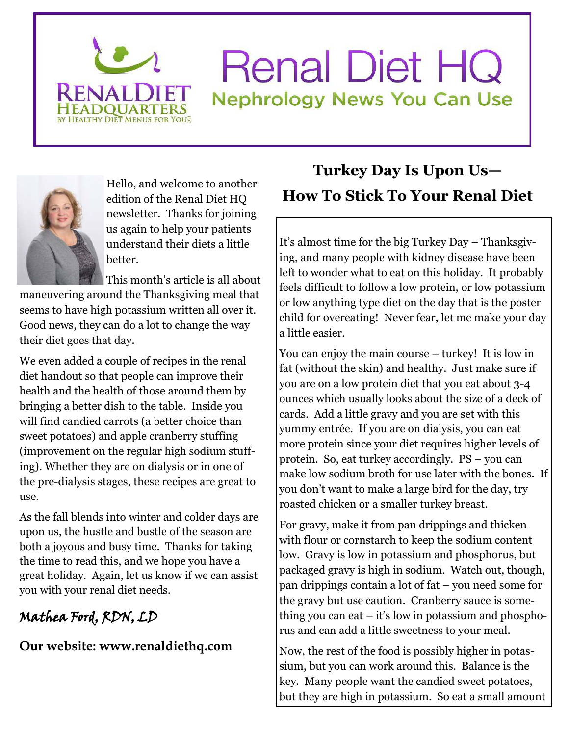# Renal Diet HQ

## Nephrology News You Can Use

RENALDIET HEADQUARTERS BY HEALTHY DIET MENUS FOR YOU

Hello, and welcome to another edition of the Renal Diet HQ newsletter. Thanks for joining us again to help your patients understand their diets a little better.

This month's article is all about maneuvering around the Thanksgiving meal that seems to have high potassium written all over it. Good news, they can do a lot to change the way their diet goes that day.

We even added a couple of recipes in the renal diet handout so that people can improve their health and the health of those around them by bringing a better dish to the table. Inside you will find candied carrots (a better choice than sweet potatoes) and apple cranberry stuffing (improvement on the regular high sodium stuffing). Whether they are on dialysis or in one of the pre-dialysis stages, these recipes are great to use.

As the fall blends into winter and colder days are upon us, the hustle and bustle of the season are both a joyous and busy time. Thanks for taking the time to read this, and we hope you have a great holiday. Again, let us know if we can assist you with your renal diet needs.

*Mathea Ford, RDN, LD*

**Our website: www.renaldiethq.com**

## Turkey Day Is Upon Us— How To Stick To Your Renal Diet

It's almost time for the big Turkey Day – Thanksgiving, and many people with kidney disease have been left to wonder what to eat on this holiday. It probably feels difficult to follow a low protein, or low potassium or low anything type diet on the day that is the poster child for overeating! Never fear, let me make your day a little easier.

You can enjoy the main course – turkey! It is low in fat (without the skin) and healthy. Just make sure if you are on a low protein diet that you eat about 3-4 ounces which usually looks about the size of a deck of cards. Add a little gravy and you are set with this yummy entrée. If you are on dialysis, you can eat more protein since your diet requires higher levels of protein. So, eat turkey accordingly. PS – you can make low sodium broth for use later with the bones. If you don't want to make a large bird for the day, try roasted chicken or a smaller turkey breast.

For gravy, make it from pan drippings and thicken with flour or cornstarch to keep the sodium content low. Gravy is low in potassium and phosphorus, but packaged gravy is high in sodium. Watch out, though, pan drippings contain a lot of fat – you need some for the gravy but use caution. Cranberry sauce is something you can eat – it's low in potassium and phosphorus and can add a little sweetness to your meal.

Now, the rest of the food is possibly higher in potassium, but you can work around this. Balance is the key. Many people want the candied sweet potatoes, but they are high in potassium. So eat a small amount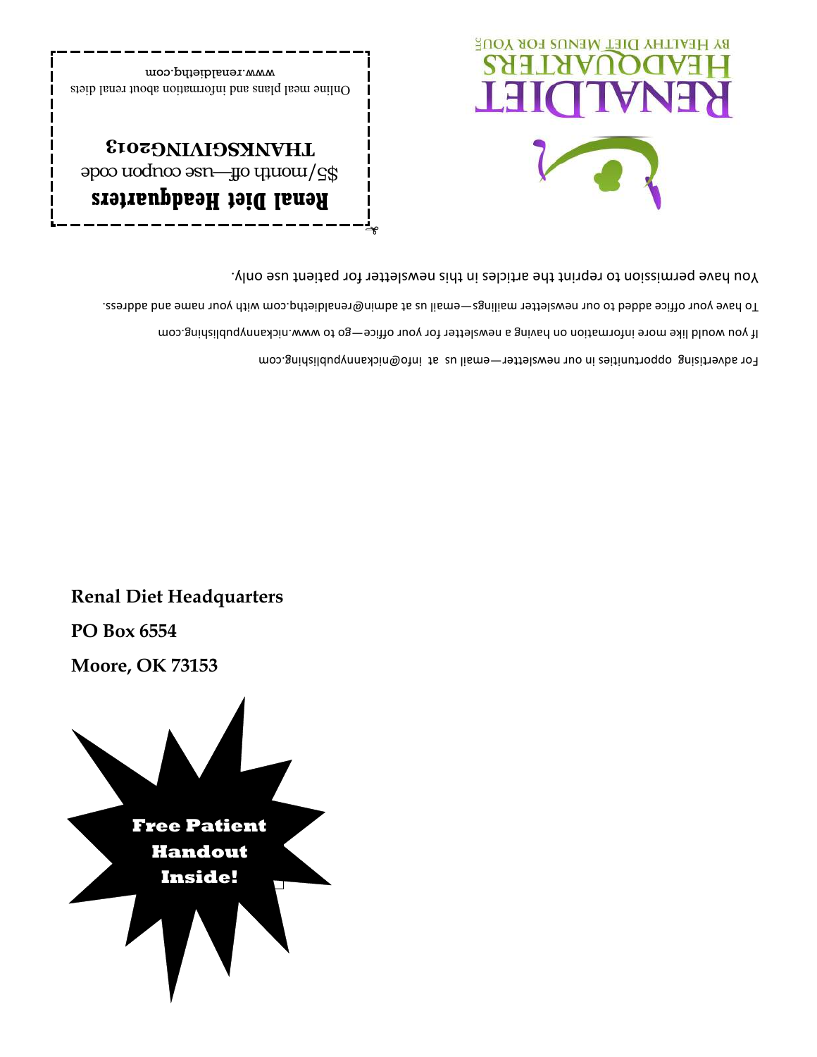RENAL DIET HEADQUARTERS LLC

BY HEALTHY DIET MENUS FOR YOU

**Renal Diet Headquarters**

$5/month off—use coupon code

**THANKSGIVING2013**

Online meal plans and information about renal diets

www.renaldiethq.com

For advertising opportunities in our newsletter—email us at info@nickannypublishing.com

If you would like more information on having a newsletter for your office—go to www.nickannypublishing.com

To have your office added to our newsletter mailings—email us at admin@renaldiethq.com with your name and address.

You have permission to reprint the articles in this newsletter for patient use only.

**Renal Diet Headquarters**

**PO Box 6554**

**Moore, OK 73153**

**Free Patient Handout Inside!**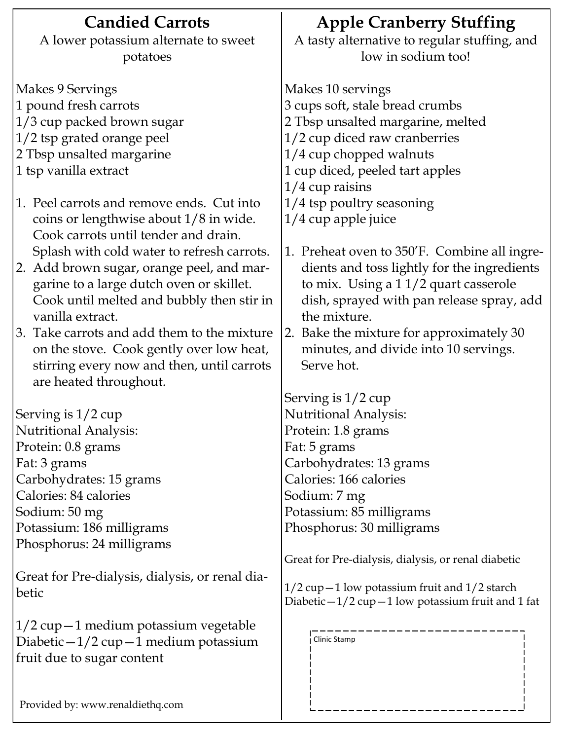## Candied Carrots

A lower potassium alternate to sweet potatoes

Makes 9 Servings
1 pound fresh carrots
1/3 cup packed brown sugar
1/2 tsp grated orange peel
2 Tbsp unsalted margarine
1 tsp vanilla extract

1. Peel carrots and remove ends. Cut into coins or lengthwise about 1/8 in wide. Cook carrots until tender and drain. Splash with cold water to refresh carrots.
2. Add brown sugar, orange peel, and margarine to a large dutch oven or skillet. Cook until melted and bubbly then stir in vanilla extract.
3. Take carrots and add them to the mixture on the stove. Cook gently over low heat, stirring every now and then, until carrots are heated throughout.

Serving is 1/2 cup
Nutritional Analysis:
Protein: 0.8 grams
Fat: 3 grams
Carbohydrates: 15 grams
Calories: 84 calories
Sodium: 50 mg
Potassium: 186 milligrams
Phosphorus: 24 milligrams

Great for Pre-dialysis, dialysis, or renal diabetic

1/2 cup—1 medium potassium vegetable
Diabetic—1/2 cup—1 medium potassium fruit due to sugar content

Provided by: www.renaldiethq.com

## Apple Cranberry Stuffing

A tasty alternative to regular stuffing, and low in sodium too!

Makes 10 servings
3 cups soft, stale bread crumbs
2 Tbsp unsalted margarine, melted
1/2 cup diced raw cranberries
1/4 cup chopped walnuts
1 cup diced, peeled tart apples
1/4 cup raisins
1/4 tsp poultry seasoning
1/4 cup apple juice

1. Preheat oven to 350'F. Combine all ingredients and toss lightly for the ingredients to mix. Using a 1 1/2 quart casserole dish, sprayed with pan release spray, add the mixture.
2. Bake the mixture for approximately 30 minutes, and divide into 10 servings. Serve hot.

Serving is 1/2 cup
Nutritional Analysis:
Protein: 1.8 grams
Fat: 5 grams
Carbohydrates: 13 grams
Calories: 166 calories
Sodium: 7 mg
Potassium: 85 milligrams
Phosphorus: 30 milligrams

Great for Pre-dialysis, dialysis, or renal diabetic

1/2 cup—1 low potassium fruit and 1/2 starch
Diabetic—1/2 cup—1 low potassium fruit and 1 fat

Clinic Stamp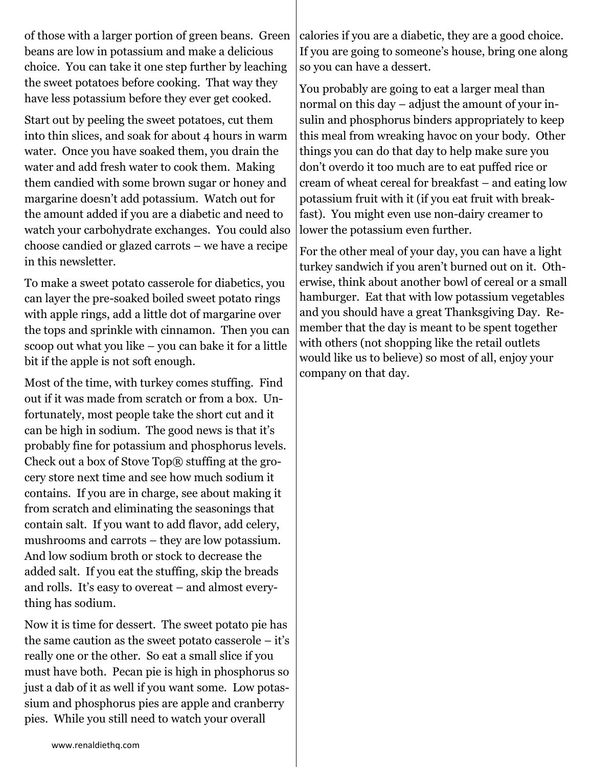of those with a larger portion of green beans. Green beans are low in potassium and make a delicious choice. You can take it one step further by leaching the sweet potatoes before cooking. That way they have less potassium before they ever get cooked.

Start out by peeling the sweet potatoes, cut them into thin slices, and soak for about 4 hours in warm water. Once you have soaked them, you drain the water and add fresh water to cook them. Making them candied with some brown sugar or honey and margarine doesn't add potassium. Watch out for the amount added if you are a diabetic and need to watch your carbohydrate exchanges. You could also choose candied or glazed carrots – we have a recipe in this newsletter.

To make a sweet potato casserole for diabetics, you can layer the pre-soaked boiled sweet potato rings with apple rings, add a little dot of margarine over the tops and sprinkle with cinnamon. Then you can scoop out what you like – you can bake it for a little bit if the apple is not soft enough.

Most of the time, with turkey comes stuffing. Find out if it was made from scratch or from a box. Unfortunately, most people take the short cut and it can be high in sodium. The good news is that it's probably fine for potassium and phosphorus levels. Check out a box of Stove Top® stuffing at the grocery store next time and see how much sodium it contains. If you are in charge, see about making it from scratch and eliminating the seasonings that contain salt. If you want to add flavor, add celery, mushrooms and carrots – they are low potassium. And low sodium broth or stock to decrease the added salt. If you eat the stuffing, skip the breads and rolls. It's easy to overeat – and almost everything has sodium.

Now it is time for dessert. The sweet potato pie has the same caution as the sweet potato casserole – it's really one or the other. So eat a small slice if you must have both. Pecan pie is high in phosphorus so just a dab of it as well if you want some. Low potassium and phosphorus pies are apple and cranberry pies. While you still need to watch your overall calories if you are a diabetic, they are a good choice. If you are going to someone's house, bring one along so you can have a dessert.

You probably are going to eat a larger meal than normal on this day – adjust the amount of your insulin and phosphorus binders appropriately to keep this meal from wreaking havoc on your body. Other things you can do that day to help make sure you don't overdo it too much are to eat puffed rice or cream of wheat cereal for breakfast – and eating low potassium fruit with it (if you eat fruit with breakfast). You might even use non-dairy creamer to lower the potassium even further.

For the other meal of your day, you can have a light turkey sandwich if you aren't burned out on it. Otherwise, think about another bowl of cereal or a small hamburger. Eat that with low potassium vegetables and you should have a great Thanksgiving Day. Remember that the day is meant to be spent together with others (not shopping like the retail outlets would like us to believe) so most of all, enjoy your company on that day.